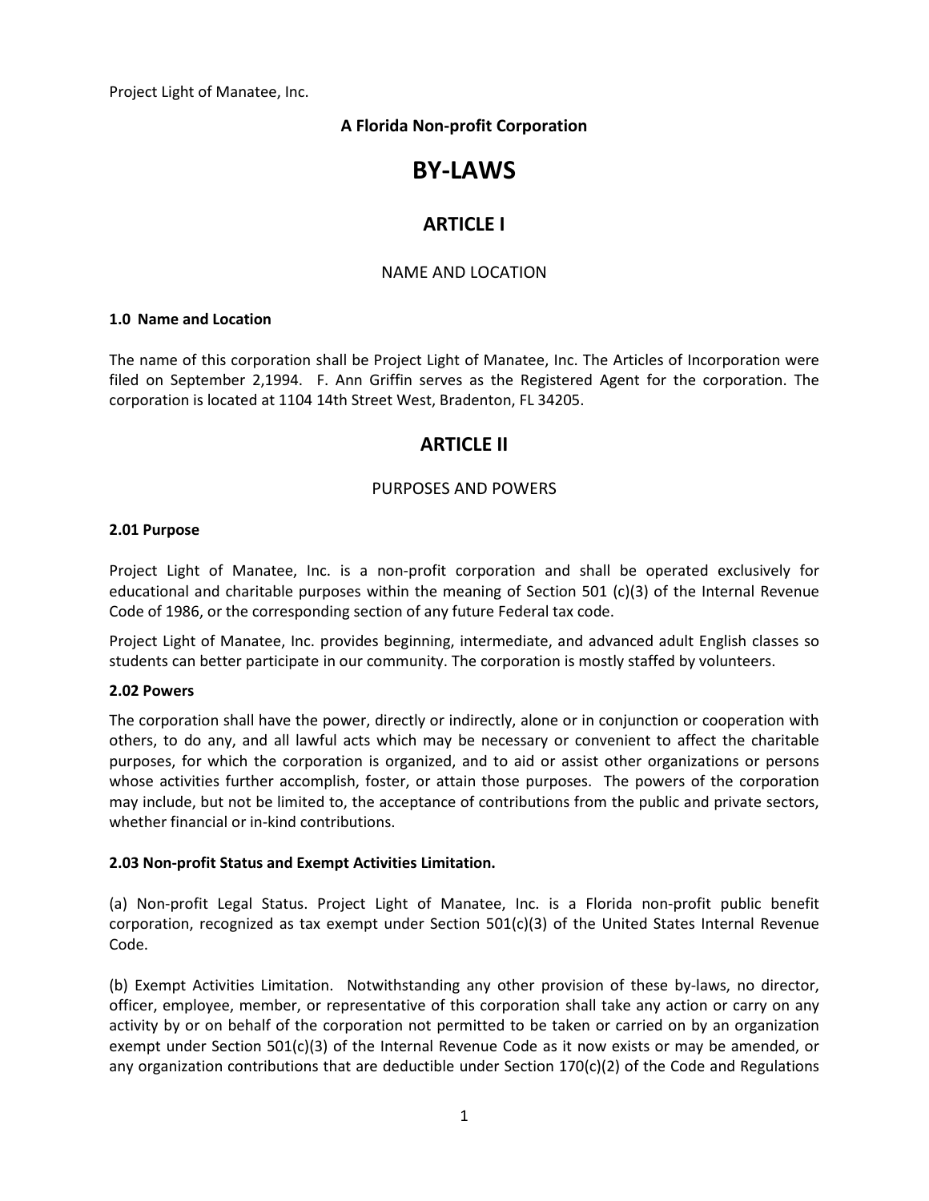Project Light of Manatee, Inc.

**A Florida Non-profit Corporation**

# BY-LAWS

## ARTICLE I

NAME AND LOCATION

**1.0 Name and Location**

The name of this corporation shall be Project Light of Manatee, Inc. The Articles of Incorporation were filed on September 2,1994. F. Ann Griffin serves as the Registered Agent for the corporation. The corporation is located at 1104 14th Street West, Bradenton, FL 34205.

## ARTICLE II

PURPOSES AND POWERS

**2.01 Purpose**

Project Light of Manatee, Inc. is a non-profit corporation and shall be operated exclusively for educational and charitable purposes within the meaning of Section 501 (c)(3) of the Internal Revenue Code of 1986, or the corresponding section of any future Federal tax code.

Project Light of Manatee, Inc. provides beginning, intermediate, and advanced adult English classes so students can better participate in our community. The corporation is mostly staffed by volunteers.

**2.02 Powers**

The corporation shall have the power, directly or indirectly, alone or in conjunction or cooperation with others, to do any, and all lawful acts which may be necessary or convenient to affect the charitable purposes, for which the corporation is organized, and to aid or assist other organizations or persons whose activities further accomplish, foster, or attain those purposes. The powers of the corporation may include, but not be limited to, the acceptance of contributions from the public and private sectors, whether financial or in-kind contributions.

**2.03 Non-profit Status and Exempt Activities Limitation.**

(a) Non-profit Legal Status. Project Light of Manatee, Inc. is a Florida non-profit public benefit corporation, recognized as tax exempt under Section 501(c)(3) of the United States Internal Revenue Code.

(b) Exempt Activities Limitation. Notwithstanding any other provision of these by-laws, no director, officer, employee, member, or representative of this corporation shall take any action or carry on any activity by or on behalf of the corporation not permitted to be taken or carried on by an organization exempt under Section 501(c)(3) of the Internal Revenue Code as it now exists or may be amended, or any organization contributions that are deductible under Section 170(c)(2) of the Code and Regulations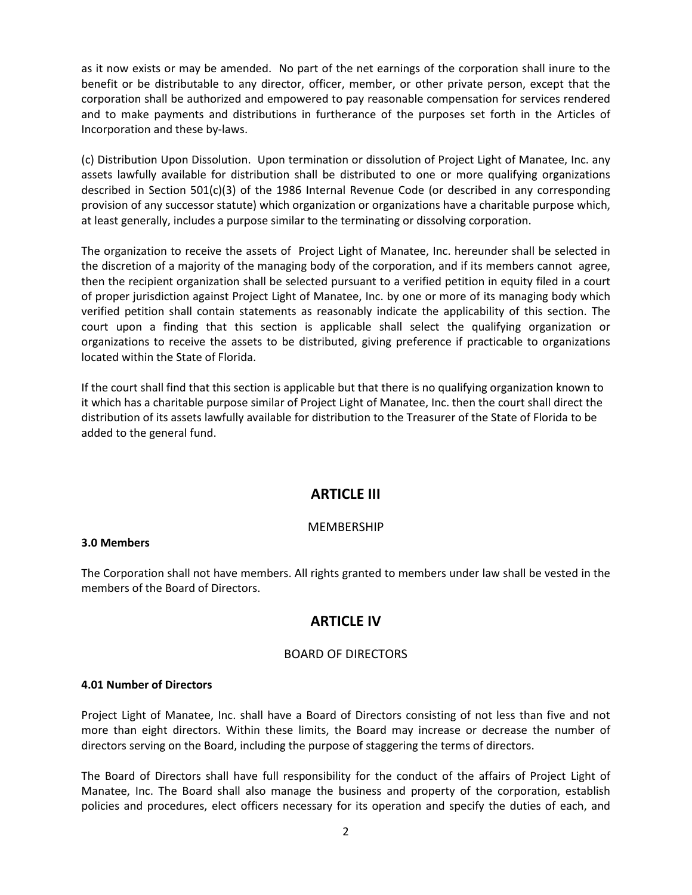as it now exists or may be amended. No part of the net earnings of the corporation shall inure to the benefit or be distributable to any director, officer, member, or other private person, except that the corporation shall be authorized and empowered to pay reasonable compensation for services rendered and to make payments and distributions in furtherance of the purposes set forth in the Articles of Incorporation and these by-laws.

(c) Distribution Upon Dissolution. Upon termination or dissolution of Project Light of Manatee, Inc. any assets lawfully available for distribution shall be distributed to one or more qualifying organizations described in Section 501(c)(3) of the 1986 Internal Revenue Code (or described in any corresponding provision of any successor statute) which organization or organizations have a charitable purpose which, at least generally, includes a purpose similar to the terminating or dissolving corporation.

The organization to receive the assets of Project Light of Manatee, Inc. hereunder shall be selected in the discretion of a majority of the managing body of the corporation, and if its members cannot agree, then the recipient organization shall be selected pursuant to a verified petition in equity filed in a court of proper jurisdiction against Project Light of Manatee, Inc. by one or more of its managing body which verified petition shall contain statements as reasonably indicate the applicability of this section. The court upon a finding that this section is applicable shall select the qualifying organization or organizations to receive the assets to be distributed, giving preference if practicable to organizations located within the State of Florida.

If the court shall find that this section is applicable but that there is no qualifying organization known to it which has a charitable purpose similar of Project Light of Manatee, Inc. then the court shall direct the distribution of its assets lawfully available for distribution to the Treasurer of the State of Florida to be added to the general fund.

## ARTICLE III

MEMBERSHIP

**3.0 Members**

The Corporation shall not have members. All rights granted to members under law shall be vested in the members of the Board of Directors.

## ARTICLE IV

BOARD OF DIRECTORS

**4.01 Number of Directors**

Project Light of Manatee, Inc. shall have a Board of Directors consisting of not less than five and not more than eight directors. Within these limits, the Board may increase or decrease the number of directors serving on the Board, including the purpose of staggering the terms of directors.

The Board of Directors shall have full responsibility for the conduct of the affairs of Project Light of Manatee, Inc. The Board shall also manage the business and property of the corporation, establish policies and procedures, elect officers necessary for its operation and specify the duties of each, and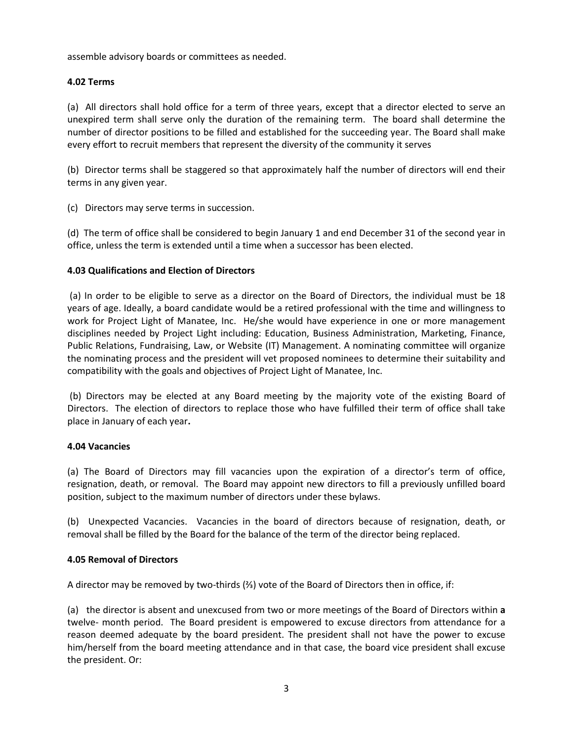assemble advisory boards or committees as needed.

**4.02 Terms**

(a) All directors shall hold office for a term of three years, except that a director elected to serve an unexpired term shall serve only the duration of the remaining term. The board shall determine the number of director positions to be filled and established for the succeeding year. The Board shall make every effort to recruit members that represent the diversity of the community it serves

(b) Director terms shall be staggered so that approximately half the number of directors will end their terms in any given year.

(c) Directors may serve terms in succession.

(d) The term of office shall be considered to begin January 1 and end December 31 of the second year in office, unless the term is extended until a time when a successor has been elected.

**4.03 Qualifications and Election of Directors**

(a) In order to be eligible to serve as a director on the Board of Directors, the individual must be 18 years of age. Ideally, a board candidate would be a retired professional with the time and willingness to work for Project Light of Manatee, Inc. He/she would have experience in one or more management disciplines needed by Project Light including: Education, Business Administration, Marketing, Finance, Public Relations, Fundraising, Law, or Website (IT) Management. A nominating committee will organize the nominating process and the president will vet proposed nominees to determine their suitability and compatibility with the goals and objectives of Project Light of Manatee, Inc.

(b) Directors may be elected at any Board meeting by the majority vote of the existing Board of Directors. The election of directors to replace those who have fulfilled their term of office shall take place in January of each year**.**

**4.04 Vacancies**

(a) The Board of Directors may fill vacancies upon the expiration of a director's term of office, resignation, death, or removal. The Board may appoint new directors to fill a previously unfilled board position, subject to the maximum number of directors under these bylaws.

(b) Unexpected Vacancies. Vacancies in the board of directors because of resignation, death, or removal shall be filled by the Board for the balance of the term of the director being replaced.

**4.05 Removal of Directors**

A director may be removed by two-thirds (⅔) vote of the Board of Directors then in office, if:

(a) the director is absent and unexcused from two or more meetings of the Board of Directors within **a** twelve- month period. The Board president is empowered to excuse directors from attendance for a reason deemed adequate by the board president. The president shall not have the power to excuse him/herself from the board meeting attendance and in that case, the board vice president shall excuse the president. Or: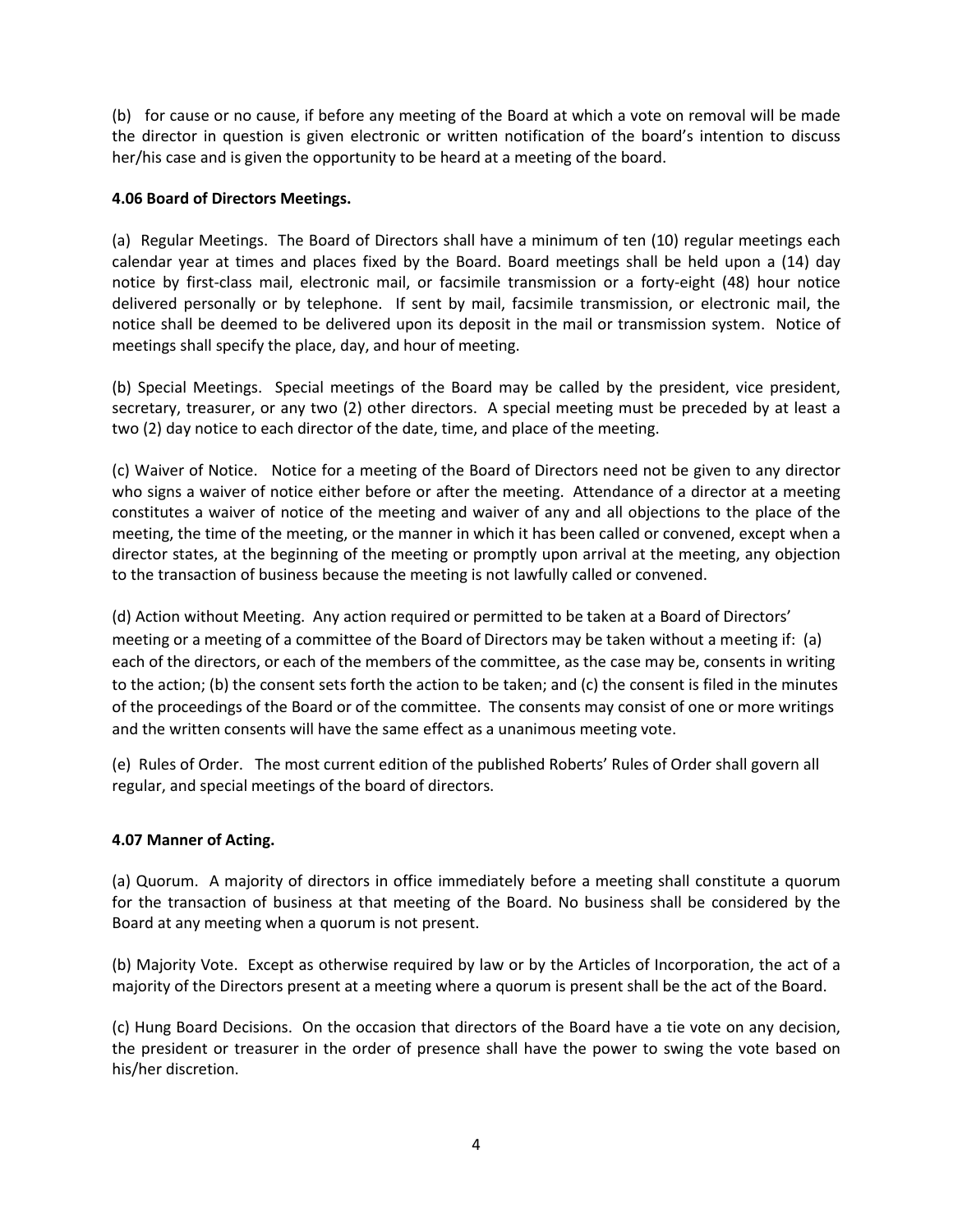(b) for cause or no cause, if before any meeting of the Board at which a vote on removal will be made the director in question is given electronic or written notification of the board's intention to discuss her/his case and is given the opportunity to be heard at a meeting of the board.

**4.06 Board of Directors Meetings.**

(a) Regular Meetings. The Board of Directors shall have a minimum of ten (10) regular meetings each calendar year at times and places fixed by the Board. Board meetings shall be held upon a (14) day notice by first-class mail, electronic mail, or facsimile transmission or a forty-eight (48) hour notice delivered personally or by telephone. If sent by mail, facsimile transmission, or electronic mail, the notice shall be deemed to be delivered upon its deposit in the mail or transmission system. Notice of meetings shall specify the place, day, and hour of meeting.

(b) Special Meetings. Special meetings of the Board may be called by the president, vice president, secretary, treasurer, or any two (2) other directors. A special meeting must be preceded by at least a two (2) day notice to each director of the date, time, and place of the meeting.

(c) Waiver of Notice. Notice for a meeting of the Board of Directors need not be given to any director who signs a waiver of notice either before or after the meeting. Attendance of a director at a meeting constitutes a waiver of notice of the meeting and waiver of any and all objections to the place of the meeting, the time of the meeting, or the manner in which it has been called or convened, except when a director states, at the beginning of the meeting or promptly upon arrival at the meeting, any objection to the transaction of business because the meeting is not lawfully called or convened.

(d) Action without Meeting. Any action required or permitted to be taken at a Board of Directors' meeting or a meeting of a committee of the Board of Directors may be taken without a meeting if: (a) each of the directors, or each of the members of the committee, as the case may be, consents in writing to the action; (b) the consent sets forth the action to be taken; and (c) the consent is filed in the minutes of the proceedings of the Board or of the committee. The consents may consist of one or more writings and the written consents will have the same effect as a unanimous meeting vote.

(e) Rules of Order. The most current edition of the published Roberts' Rules of Order shall govern all regular, and special meetings of the board of directors.

**4.07 Manner of Acting.**

(a) Quorum. A majority of directors in office immediately before a meeting shall constitute a quorum for the transaction of business at that meeting of the Board. No business shall be considered by the Board at any meeting when a quorum is not present.

(b) Majority Vote. Except as otherwise required by law or by the Articles of Incorporation, the act of a majority of the Directors present at a meeting where a quorum is present shall be the act of the Board.

(c) Hung Board Decisions. On the occasion that directors of the Board have a tie vote on any decision, the president or treasurer in the order of presence shall have the power to swing the vote based on his/her discretion.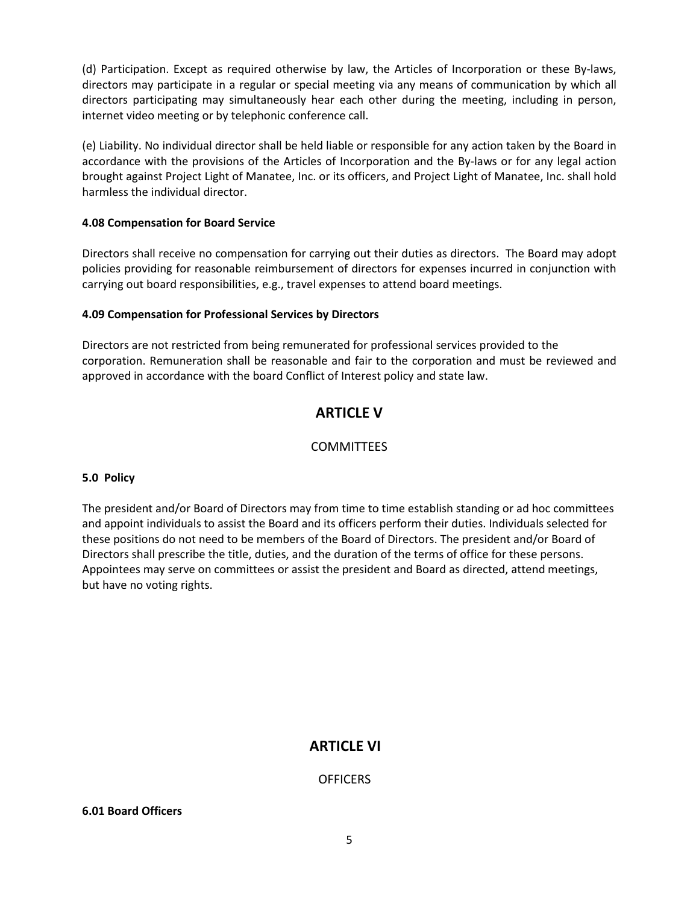(d) Participation. Except as required otherwise by law, the Articles of Incorporation or these By-laws, directors may participate in a regular or special meeting via any means of communication by which all directors participating may simultaneously hear each other during the meeting, including in person, internet video meeting or by telephonic conference call.

(e) Liability. No individual director shall be held liable or responsible for any action taken by the Board in accordance with the provisions of the Articles of Incorporation and the By-laws or for any legal action brought against Project Light of Manatee, Inc. or its officers, and Project Light of Manatee, Inc. shall hold harmless the individual director.

**4.08 Compensation for Board Service**

Directors shall receive no compensation for carrying out their duties as directors. The Board may adopt policies providing for reasonable reimbursement of directors for expenses incurred in conjunction with carrying out board responsibilities, e.g., travel expenses to attend board meetings.

**4.09 Compensation for Professional Services by Directors**

Directors are not restricted from being remunerated for professional services provided to the corporation. Remuneration shall be reasonable and fair to the corporation and must be reviewed and approved in accordance with the board Conflict of Interest policy and state law.

## ARTICLE V

COMMITTEES

**5.0 Policy**

The president and/or Board of Directors may from time to time establish standing or ad hoc committees and appoint individuals to assist the Board and its officers perform their duties. Individuals selected for these positions do not need to be members of the Board of Directors. The president and/or Board of Directors shall prescribe the title, duties, and the duration of the terms of office for these persons. Appointees may serve on committees or assist the president and Board as directed, attend meetings, but have no voting rights.

## ARTICLE VI

OFFICERS

**6.01 Board Officers**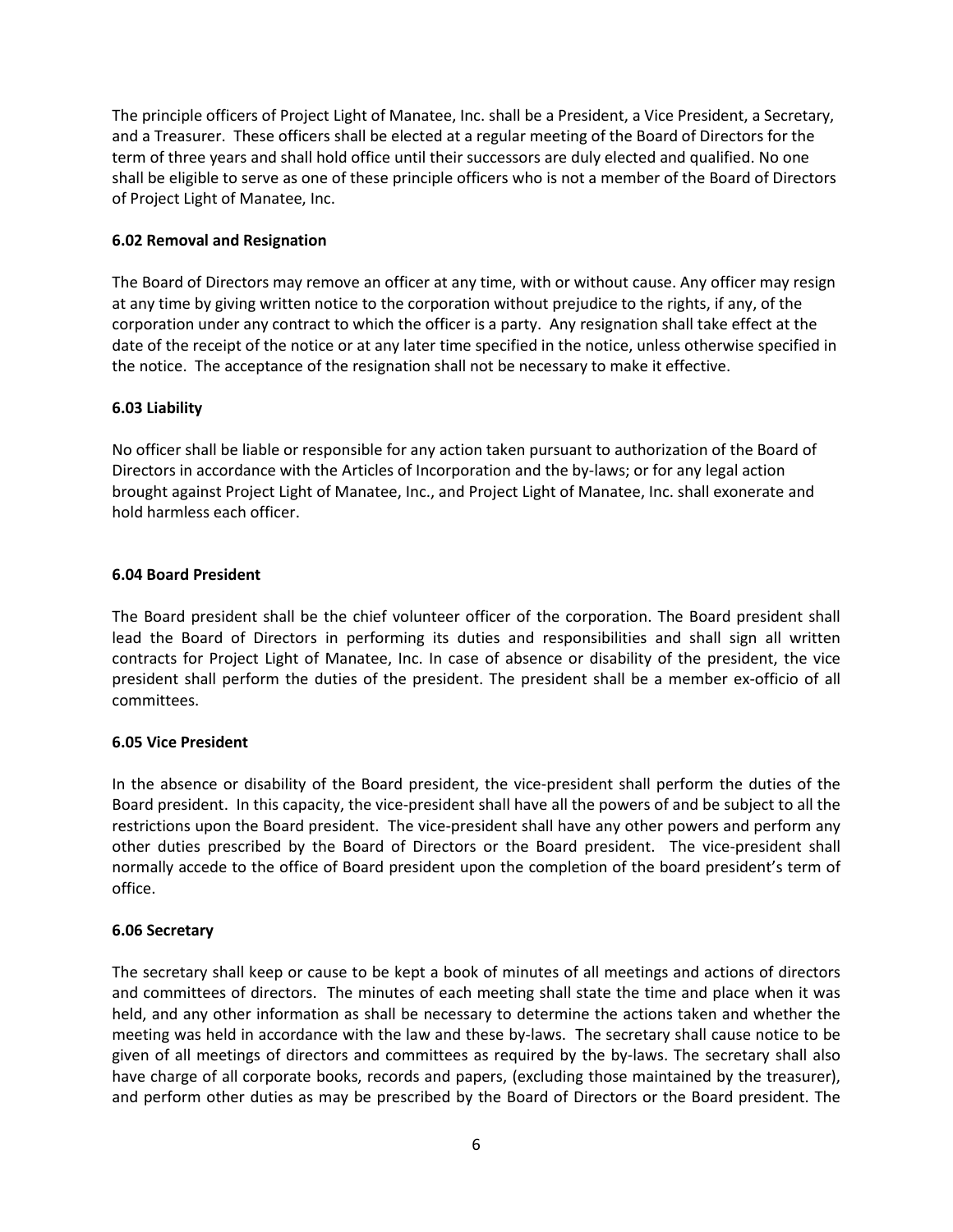The principle officers of Project Light of Manatee, Inc. shall be a President, a Vice President, a Secretary, and a Treasurer. These officers shall be elected at a regular meeting of the Board of Directors for the term of three years and shall hold office until their successors are duly elected and qualified. No one shall be eligible to serve as one of these principle officers who is not a member of the Board of Directors of Project Light of Manatee, Inc.

**6.02 Removal and Resignation**

The Board of Directors may remove an officer at any time, with or without cause. Any officer may resign at any time by giving written notice to the corporation without prejudice to the rights, if any, of the corporation under any contract to which the officer is a party. Any resignation shall take effect at the date of the receipt of the notice or at any later time specified in the notice, unless otherwise specified in the notice. The acceptance of the resignation shall not be necessary to make it effective.

**6.03 Liability**

No officer shall be liable or responsible for any action taken pursuant to authorization of the Board of Directors in accordance with the Articles of Incorporation and the by-laws; or for any legal action brought against Project Light of Manatee, Inc., and Project Light of Manatee, Inc. shall exonerate and hold harmless each officer.

**6.04 Board President**

The Board president shall be the chief volunteer officer of the corporation. The Board president shall lead the Board of Directors in performing its duties and responsibilities and shall sign all written contracts for Project Light of Manatee, Inc. In case of absence or disability of the president, the vice president shall perform the duties of the president. The president shall be a member ex-officio of all committees.

**6.05 Vice President**

In the absence or disability of the Board president, the vice-president shall perform the duties of the Board president. In this capacity, the vice-president shall have all the powers of and be subject to all the restrictions upon the Board president. The vice-president shall have any other powers and perform any other duties prescribed by the Board of Directors or the Board president. The vice-president shall normally accede to the office of Board president upon the completion of the board president's term of office.

**6.06 Secretary**

The secretary shall keep or cause to be kept a book of minutes of all meetings and actions of directors and committees of directors. The minutes of each meeting shall state the time and place when it was held, and any other information as shall be necessary to determine the actions taken and whether the meeting was held in accordance with the law and these by-laws. The secretary shall cause notice to be given of all meetings of directors and committees as required by the by-laws. The secretary shall also have charge of all corporate books, records and papers, (excluding those maintained by the treasurer), and perform other duties as may be prescribed by the Board of Directors or the Board president. The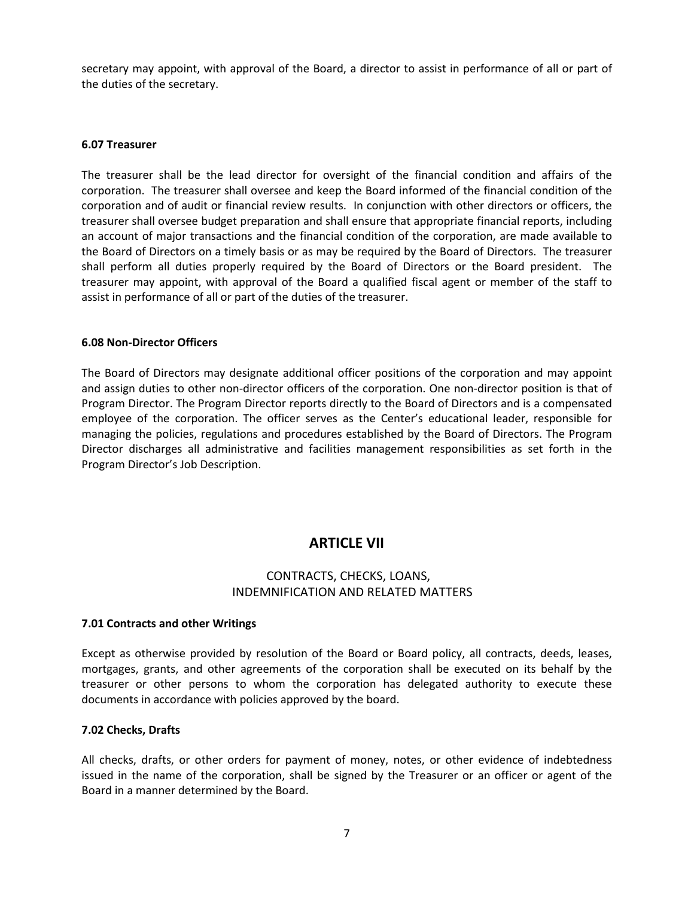secretary may appoint, with approval of the Board, a director to assist in performance of all or part of the duties of the secretary.

**6.07 Treasurer**

The treasurer shall be the lead director for oversight of the financial condition and affairs of the corporation. The treasurer shall oversee and keep the Board informed of the financial condition of the corporation and of audit or financial review results. In conjunction with other directors or officers, the treasurer shall oversee budget preparation and shall ensure that appropriate financial reports, including an account of major transactions and the financial condition of the corporation, are made available to the Board of Directors on a timely basis or as may be required by the Board of Directors. The treasurer shall perform all duties properly required by the Board of Directors or the Board president. The treasurer may appoint, with approval of the Board a qualified fiscal agent or member of the staff to assist in performance of all or part of the duties of the treasurer.

**6.08 Non-Director Officers**

The Board of Directors may designate additional officer positions of the corporation and may appoint and assign duties to other non-director officers of the corporation. One non-director position is that of Program Director. The Program Director reports directly to the Board of Directors and is a compensated employee of the corporation. The officer serves as the Center's educational leader, responsible for managing the policies, regulations and procedures established by the Board of Directors. The Program Director discharges all administrative and facilities management responsibilities as set forth in the Program Director's Job Description.

## ARTICLE VII

CONTRACTS, CHECKS, LOANS,
INDEMNIFICATION AND RELATED MATTERS

**7.01 Contracts and other Writings**

Except as otherwise provided by resolution of the Board or Board policy, all contracts, deeds, leases, mortgages, grants, and other agreements of the corporation shall be executed on its behalf by the treasurer or other persons to whom the corporation has delegated authority to execute these documents in accordance with policies approved by the board.

**7.02 Checks, Drafts**

All checks, drafts, or other orders for payment of money, notes, or other evidence of indebtedness issued in the name of the corporation, shall be signed by the Treasurer or an officer or agent of the Board in a manner determined by the Board.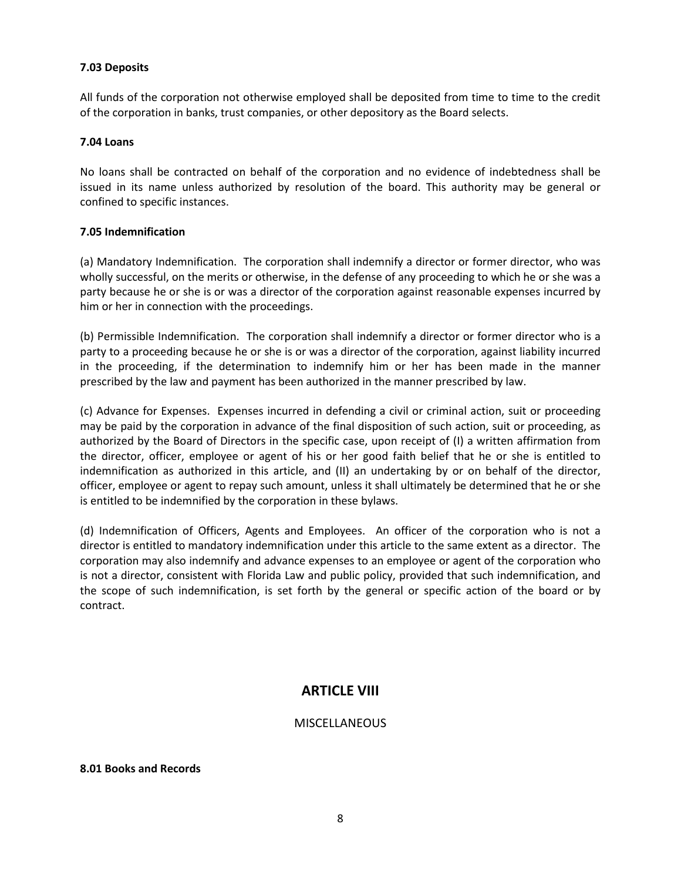**7.03 Deposits**

All funds of the corporation not otherwise employed shall be deposited from time to time to the credit of the corporation in banks, trust companies, or other depository as the Board selects.

**7.04 Loans**

No loans shall be contracted on behalf of the corporation and no evidence of indebtedness shall be issued in its name unless authorized by resolution of the board. This authority may be general or confined to specific instances.

**7.05 Indemnification**

(a) Mandatory Indemnification. The corporation shall indemnify a director or former director, who was wholly successful, on the merits or otherwise, in the defense of any proceeding to which he or she was a party because he or she is or was a director of the corporation against reasonable expenses incurred by him or her in connection with the proceedings.

(b) Permissible Indemnification. The corporation shall indemnify a director or former director who is a party to a proceeding because he or she is or was a director of the corporation, against liability incurred in the proceeding, if the determination to indemnify him or her has been made in the manner prescribed by the law and payment has been authorized in the manner prescribed by law.

(c) Advance for Expenses. Expenses incurred in defending a civil or criminal action, suit or proceeding may be paid by the corporation in advance of the final disposition of such action, suit or proceeding, as authorized by the Board of Directors in the specific case, upon receipt of (I) a written affirmation from the director, officer, employee or agent of his or her good faith belief that he or she is entitled to indemnification as authorized in this article, and (II) an undertaking by or on behalf of the director, officer, employee or agent to repay such amount, unless it shall ultimately be determined that he or she is entitled to be indemnified by the corporation in these bylaws.

(d) Indemnification of Officers, Agents and Employees. An officer of the corporation who is not a director is entitled to mandatory indemnification under this article to the same extent as a director. The corporation may also indemnify and advance expenses to an employee or agent of the corporation who is not a director, consistent with Florida Law and public policy, provided that such indemnification, and the scope of such indemnification, is set forth by the general or specific action of the board or by contract.

## ARTICLE VIII

MISCELLANEOUS

**8.01 Books and Records**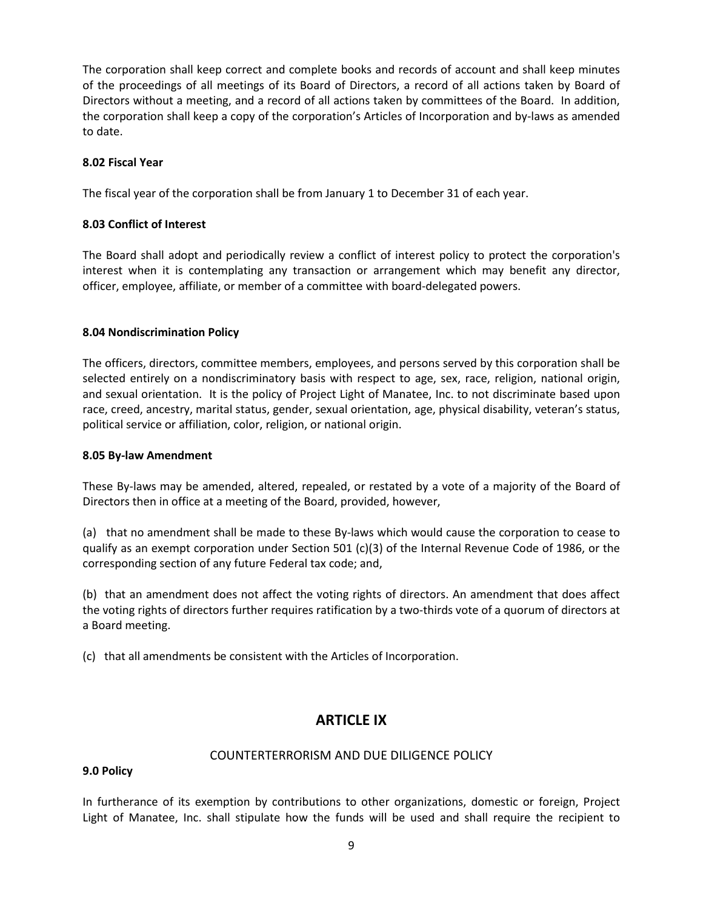The corporation shall keep correct and complete books and records of account and shall keep minutes of the proceedings of all meetings of its Board of Directors, a record of all actions taken by Board of Directors without a meeting, and a record of all actions taken by committees of the Board. In addition, the corporation shall keep a copy of the corporation's Articles of Incorporation and by-laws as amended to date.

**8.02 Fiscal Year**

The fiscal year of the corporation shall be from January 1 to December 31 of each year.

**8.03 Conflict of Interest**

The Board shall adopt and periodically review a conflict of interest policy to protect the corporation's interest when it is contemplating any transaction or arrangement which may benefit any director, officer, employee, affiliate, or member of a committee with board-delegated powers.

**8.04 Nondiscrimination Policy**

The officers, directors, committee members, employees, and persons served by this corporation shall be selected entirely on a nondiscriminatory basis with respect to age, sex, race, religion, national origin, and sexual orientation. It is the policy of Project Light of Manatee, Inc. to not discriminate based upon race, creed, ancestry, marital status, gender, sexual orientation, age, physical disability, veteran's status, political service or affiliation, color, religion, or national origin.

**8.05 By-law Amendment**

These By-laws may be amended, altered, repealed, or restated by a vote of a majority of the Board of Directors then in office at a meeting of the Board, provided, however,

(a) that no amendment shall be made to these By-laws which would cause the corporation to cease to qualify as an exempt corporation under Section 501 (c)(3) of the Internal Revenue Code of 1986, or the corresponding section of any future Federal tax code; and,

(b) that an amendment does not affect the voting rights of directors. An amendment that does affect the voting rights of directors further requires ratification by a two-thirds vote of a quorum of directors at a Board meeting.

(c) that all amendments be consistent with the Articles of Incorporation.

## ARTICLE IX

COUNTERTERRORISM AND DUE DILIGENCE POLICY

**9.0 Policy**

In furtherance of its exemption by contributions to other organizations, domestic or foreign, Project Light of Manatee, Inc. shall stipulate how the funds will be used and shall require the recipient to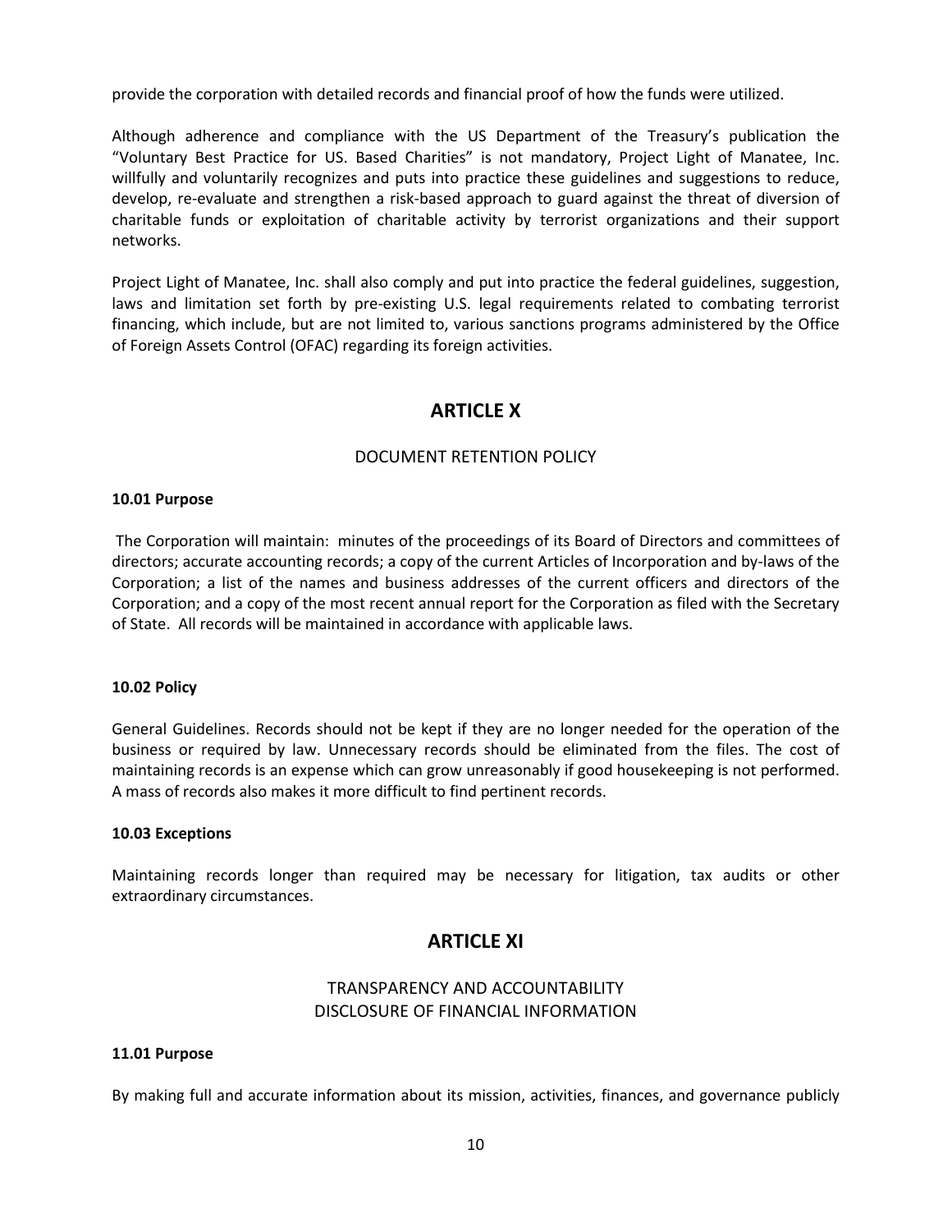provide the corporation with detailed records and financial proof of how the funds were utilized.

Although adherence and compliance with the US Department of the Treasury's publication the "Voluntary Best Practice for US. Based Charities" is not mandatory, Project Light of Manatee, Inc. willfully and voluntarily recognizes and puts into practice these guidelines and suggestions to reduce, develop, re-evaluate and strengthen a risk-based approach to guard against the threat of diversion of charitable funds or exploitation of charitable activity by terrorist organizations and their support networks.

Project Light of Manatee, Inc. shall also comply and put into practice the federal guidelines, suggestion, laws and limitation set forth by pre-existing U.S. legal requirements related to combating terrorist financing, which include, but are not limited to, various sanctions programs administered by the Office of Foreign Assets Control (OFAC) regarding its foreign activities.

# ARTICLE X

## DOCUMENT RETENTION POLICY

**10.01 Purpose**

The Corporation will maintain: minutes of the proceedings of its Board of Directors and committees of directors; accurate accounting records; a copy of the current Articles of Incorporation and by-laws of the Corporation; a list of the names and business addresses of the current officers and directors of the Corporation; and a copy of the most recent annual report for the Corporation as filed with the Secretary of State. All records will be maintained in accordance with applicable laws.

**10.02 Policy**

General Guidelines. Records should not be kept if they are no longer needed for the operation of the business or required by law. Unnecessary records should be eliminated from the files. The cost of maintaining records is an expense which can grow unreasonably if good housekeeping is not performed. A mass of records also makes it more difficult to find pertinent records.

**10.03 Exceptions**

Maintaining records longer than required may be necessary for litigation, tax audits or other extraordinary circumstances.

# ARTICLE XI

## TRANSPARENCY AND ACCOUNTABILITY
## DISCLOSURE OF FINANCIAL INFORMATION

**11.01 Purpose**

By making full and accurate information about its mission, activities, finances, and governance publicly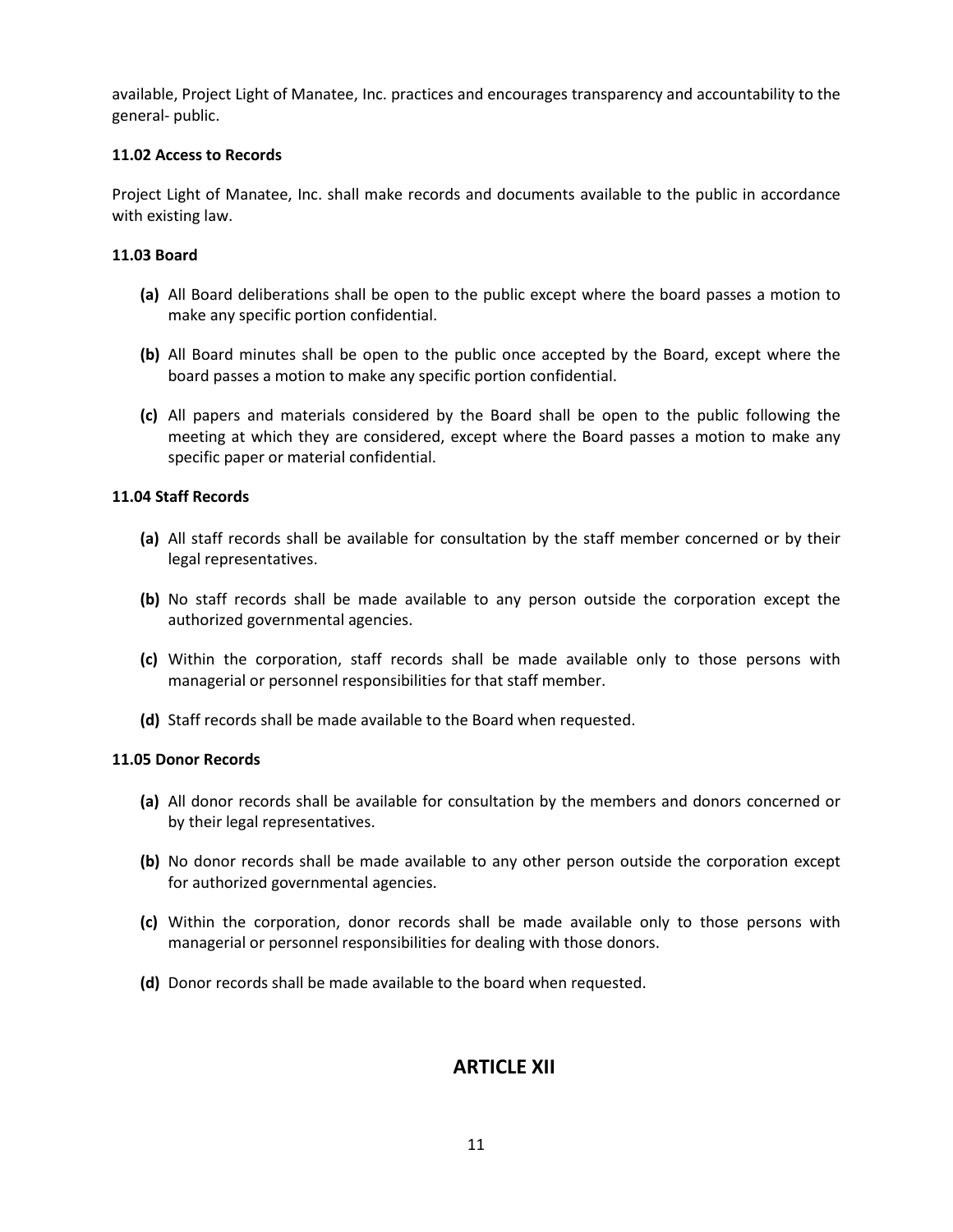available, Project Light of Manatee, Inc. practices and encourages transparency and accountability to the general- public.

**11.02 Access to Records**

Project Light of Manatee, Inc. shall make records and documents available to the public in accordance with existing law.

**11.03 Board**

- **(a)** All Board deliberations shall be open to the public except where the board passes a motion to make any specific portion confidential.
- **(b)** All Board minutes shall be open to the public once accepted by the Board, except where the board passes a motion to make any specific portion confidential.
- **(c)** All papers and materials considered by the Board shall be open to the public following the meeting at which they are considered, except where the Board passes a motion to make any specific paper or material confidential.

**11.04 Staff Records**

- **(a)** All staff records shall be available for consultation by the staff member concerned or by their legal representatives.
- **(b)** No staff records shall be made available to any person outside the corporation except the authorized governmental agencies.
- **(c)** Within the corporation, staff records shall be made available only to those persons with managerial or personnel responsibilities for that staff member.
- **(d)** Staff records shall be made available to the Board when requested.

**11.05 Donor Records**

- **(a)** All donor records shall be available for consultation by the members and donors concerned or by their legal representatives.
- **(b)** No donor records shall be made available to any other person outside the corporation except for authorized governmental agencies.
- **(c)** Within the corporation, donor records shall be made available only to those persons with managerial or personnel responsibilities for dealing with those donors.
- **(d)** Donor records shall be made available to the board when requested.

## ARTICLE XII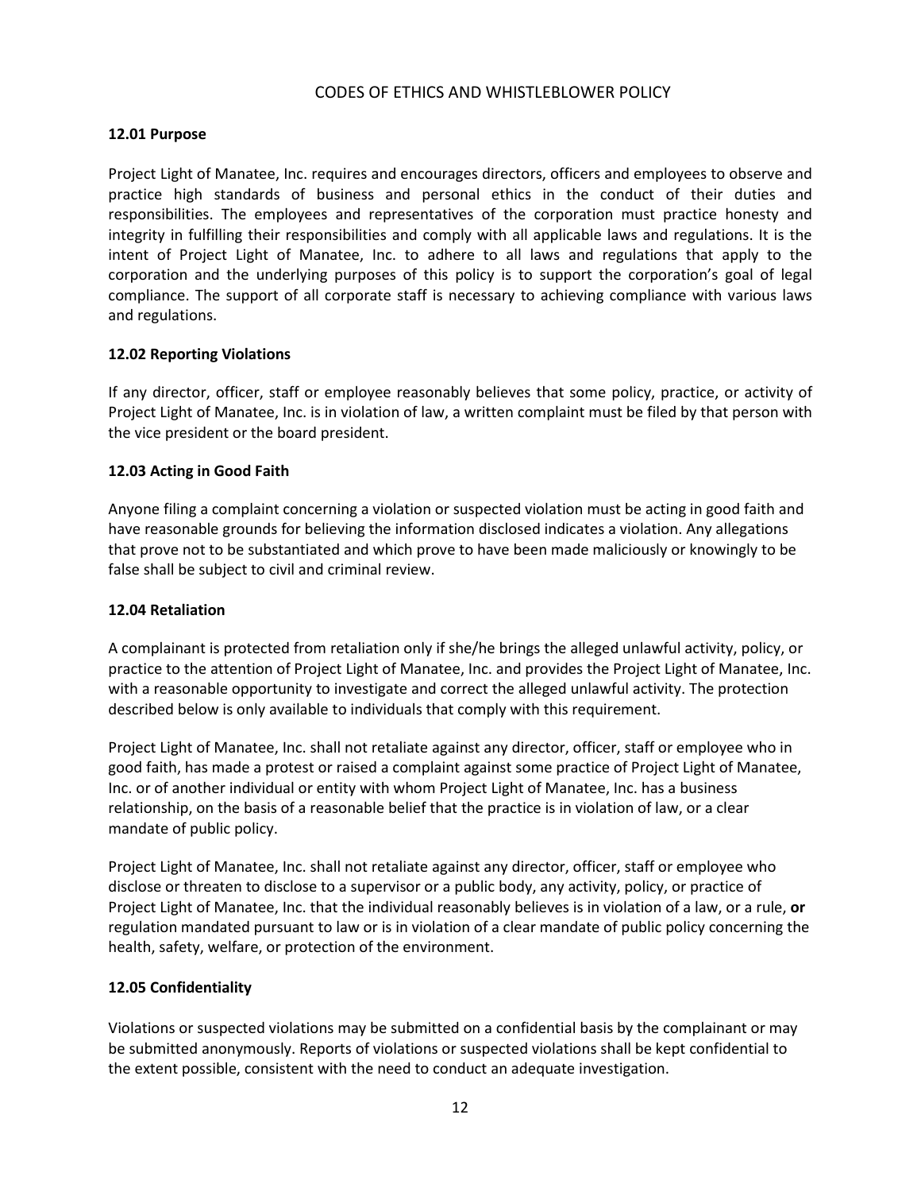# CODES OF ETHICS AND WHISTLEBLOWER POLICY

## 12.01 Purpose

Project Light of Manatee, Inc. requires and encourages directors, officers and employees to observe and practice high standards of business and personal ethics in the conduct of their duties and responsibilities. The employees and representatives of the corporation must practice honesty and integrity in fulfilling their responsibilities and comply with all applicable laws and regulations. It is the intent of Project Light of Manatee, Inc. to adhere to all laws and regulations that apply to the corporation and the underlying purposes of this policy is to support the corporation's goal of legal compliance. The support of all corporate staff is necessary to achieving compliance with various laws and regulations.

## 12.02 Reporting Violations

If any director, officer, staff or employee reasonably believes that some policy, practice, or activity of Project Light of Manatee, Inc. is in violation of law, a written complaint must be filed by that person with the vice president or the board president.

## 12.03 Acting in Good Faith

Anyone filing a complaint concerning a violation or suspected violation must be acting in good faith and have reasonable grounds for believing the information disclosed indicates a violation. Any allegations that prove not to be substantiated and which prove to have been made maliciously or knowingly to be false shall be subject to civil and criminal review.

## 12.04 Retaliation

A complainant is protected from retaliation only if she/he brings the alleged unlawful activity, policy, or practice to the attention of Project Light of Manatee, Inc. and provides the Project Light of Manatee, Inc. with a reasonable opportunity to investigate and correct the alleged unlawful activity. The protection described below is only available to individuals that comply with this requirement.

Project Light of Manatee, Inc. shall not retaliate against any director, officer, staff or employee who in good faith, has made a protest or raised a complaint against some practice of Project Light of Manatee, Inc. or of another individual or entity with whom Project Light of Manatee, Inc. has a business relationship, on the basis of a reasonable belief that the practice is in violation of law, or a clear mandate of public policy.

Project Light of Manatee, Inc. shall not retaliate against any director, officer, staff or employee who disclose or threaten to disclose to a supervisor or a public body, any activity, policy, or practice of Project Light of Manatee, Inc. that the individual reasonably believes is in violation of a law, or a rule, **or** regulation mandated pursuant to law or is in violation of a clear mandate of public policy concerning the health, safety, welfare, or protection of the environment.

## 12.05 Confidentiality

Violations or suspected violations may be submitted on a confidential basis by the complainant or may be submitted anonymously. Reports of violations or suspected violations shall be kept confidential to the extent possible, consistent with the need to conduct an adequate investigation.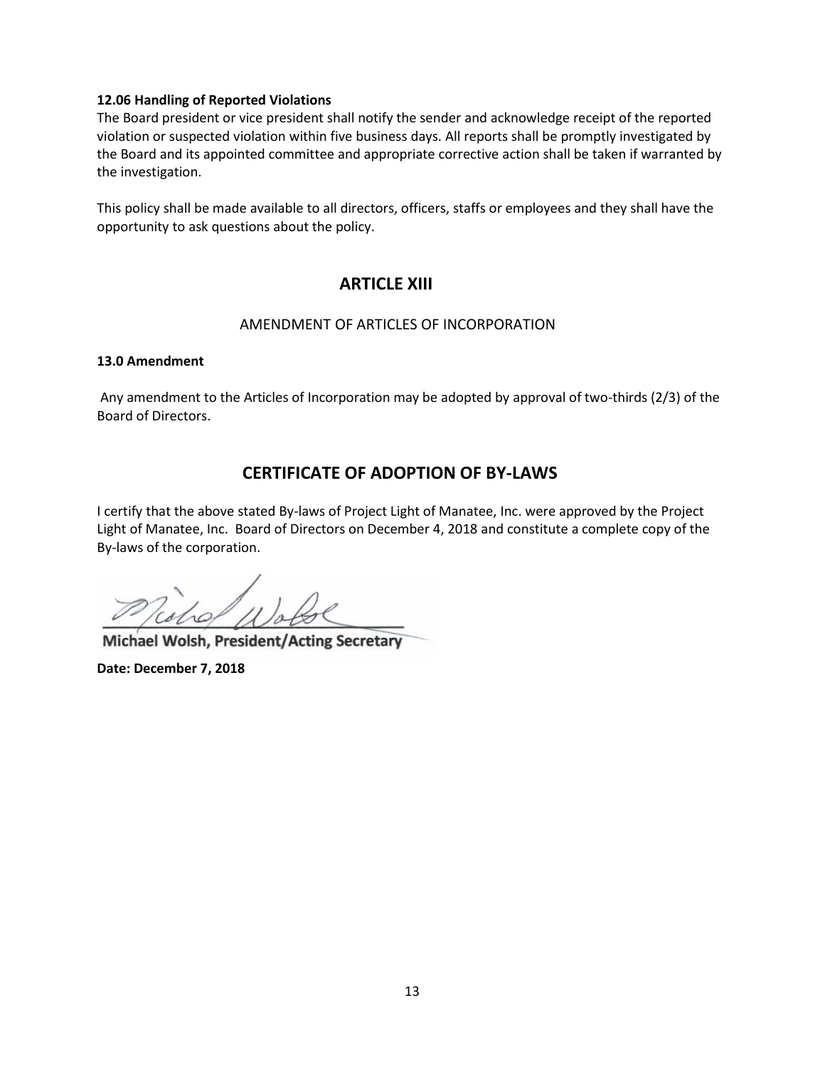**12.06 Handling of Reported Violations**

The Board president or vice president shall notify the sender and acknowledge receipt of the reported violation or suspected violation within five business days. All reports shall be promptly investigated by the Board and its appointed committee and appropriate corrective action shall be taken if warranted by the investigation.

This policy shall be made available to all directors, officers, staffs or employees and they shall have the opportunity to ask questions about the policy.

## ARTICLE XIII

AMENDMENT OF ARTICLES OF INCORPORATION

**13.0 Amendment**

Any amendment to the Articles of Incorporation may be adopted by approval of two-thirds (2/3) of the Board of Directors.

## CERTIFICATE OF ADOPTION OF BY-LAWS

I certify that the above stated By-laws of Project Light of Manatee, Inc. were approved by the Project Light of Manatee, Inc. Board of Directors on December 4, 2018 and constitute a complete copy of the By-laws of the corporation.

**Michael Wolsh, President/Acting Secretary**

**Date: December 7, 2018**